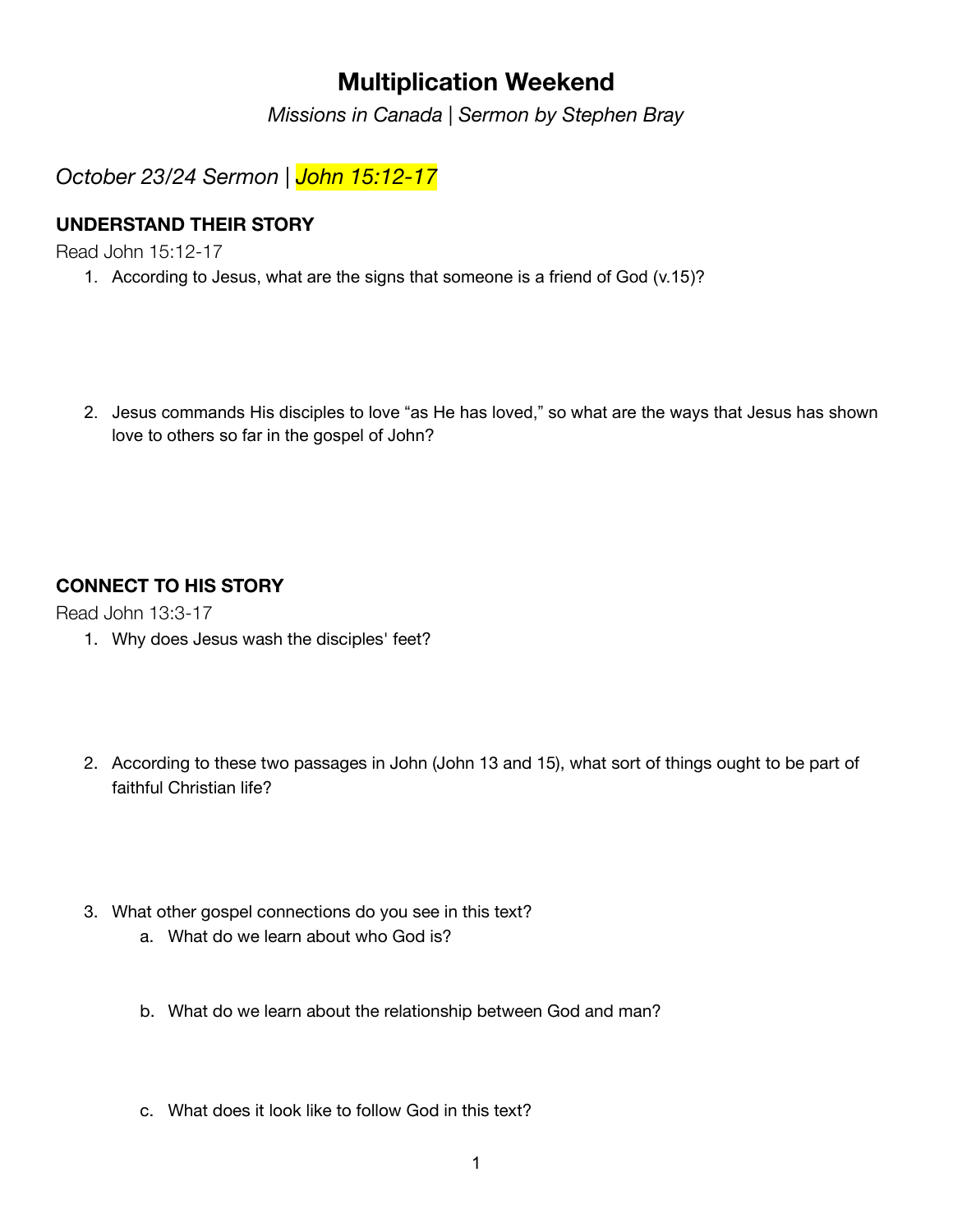# Multiplication Weekend

*Missions in Canada | Sermon by Stephen Bray*

## *October 23/24 Sermon | John 15:12-17*

### UNDERSTAND THEIR STORY

Read John 15:12-17

1. According to Jesus, what are the signs that someone is a friend of God (v.15)?

2. Jesus commands His disciples to love "as He has loved," so what are the ways that Jesus has shown love to others so far in the gospel of John?

### CONNECT TO HIS STORY

Read John 13:3-17

1. Why does Jesus wash the disciples' feet?

2. According to these two passages in John (John 13 and 15), what sort of things ought to be part of faithful Christian life?

3. What other gospel connections do you see in this text?
    a. What do we learn about who God is?

    b. What do we learn about the relationship between God and man?

    c. What does it look like to follow God in this text?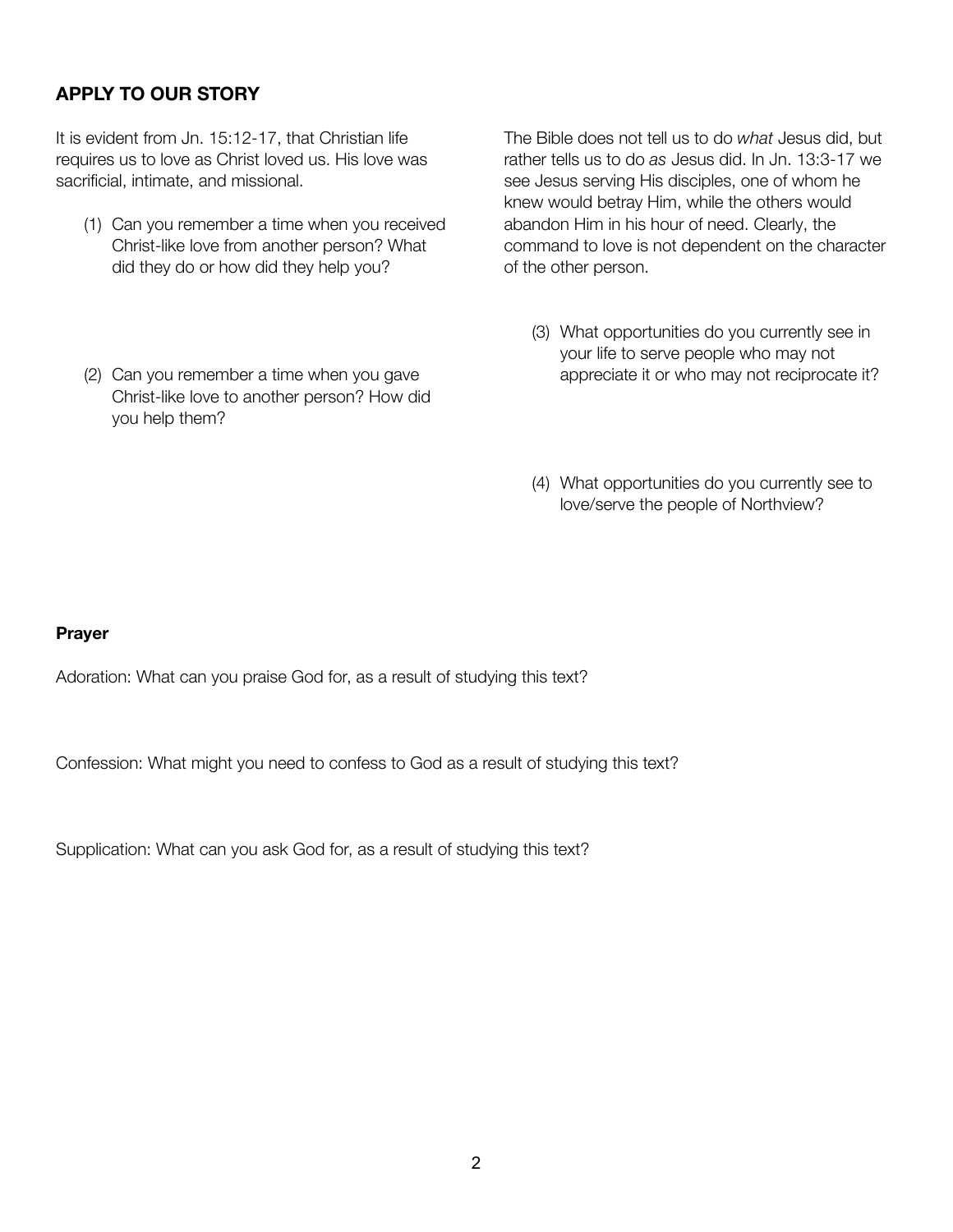## APPLY TO OUR STORY

It is evident from Jn. 15:12-17, that Christian life requires us to love as Christ loved us. His love was sacrificial, intimate, and missional.

(1) Can you remember a time when you received Christ-like love from another person? What did they do or how did they help you?

(2) Can you remember a time when you gave Christ-like love to another person? How did you help them?

The Bible does not tell us to do *what* Jesus did, but rather tells us to do *as* Jesus did. In Jn. 13:3-17 we see Jesus serving His disciples, one of whom he knew would betray Him, while the others would abandon Him in his hour of need. Clearly, the command to love is not dependent on the character of the other person.

(3) What opportunities do you currently see in your life to serve people who may not appreciate it or who may not reciprocate it?

(4) What opportunities do you currently see to love/serve the people of Northview?

**Prayer**

Adoration: What can you praise God for, as a result of studying this text?

Confession: What might you need to confess to God as a result of studying this text?

Supplication: What can you ask God for, as a result of studying this text?